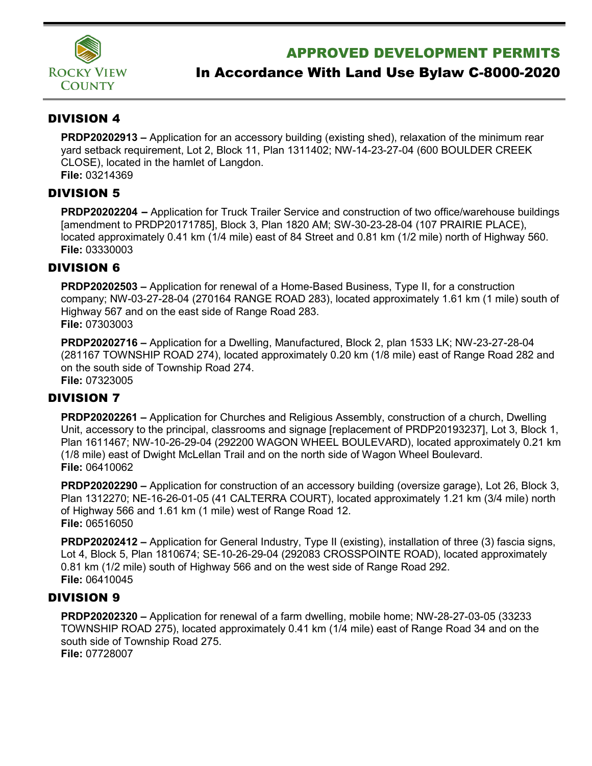Rocky View County

# APPROVED DEVELOPMENT PERMITS

## In Accordance With Land Use Bylaw C-8000-2020

### DIVISION 4

**PRDP20202913 –** Application for an accessory building (existing shed), relaxation of the minimum rear yard setback requirement, Lot 2, Block 11, Plan 1311402; NW-14-23-27-04 (600 BOULDER CREEK CLOSE), located in the hamlet of Langdon.
**File:** 03214369

### DIVISION 5

**PRDP20202204 –** Application for Truck Trailer Service and construction of two office/warehouse buildings [amendment to PRDP20171785], Block 3, Plan 1820 AM; SW-30-23-28-04 (107 PRAIRIE PLACE), located approximately 0.41 km (1/4 mile) east of 84 Street and 0.81 km (1/2 mile) north of Highway 560.
**File:** 03330003

### DIVISION 6

**PRDP20202503 –** Application for renewal of a Home-Based Business, Type II, for a construction company; NW-03-27-28-04 (270164 RANGE ROAD 283), located approximately 1.61 km (1 mile) south of Highway 567 and on the east side of Range Road 283.
**File:** 07303003

**PRDP20202716 –** Application for a Dwelling, Manufactured, Block 2, plan 1533 LK; NW-23-27-28-04 (281167 TOWNSHIP ROAD 274), located approximately 0.20 km (1/8 mile) east of Range Road 282 and on the south side of Township Road 274.
**File:** 07323005

### DIVISION 7

**PRDP20202261 –** Application for Churches and Religious Assembly, construction of a church, Dwelling Unit, accessory to the principal, classrooms and signage [replacement of PRDP20193237], Lot 3, Block 1, Plan 1611467; NW-10-26-29-04 (292200 WAGON WHEEL BOULEVARD), located approximately 0.21 km (1/8 mile) east of Dwight McLellan Trail and on the north side of Wagon Wheel Boulevard.
**File:** 06410062

**PRDP20202290 –** Application for construction of an accessory building (oversize garage), Lot 26, Block 3, Plan 1312270; NE-16-26-01-05 (41 CALTERRA COURT), located approximately 1.21 km (3/4 mile) north of Highway 566 and 1.61 km (1 mile) west of Range Road 12.
**File:** 06516050

**PRDP20202412 –** Application for General Industry, Type II (existing), installation of three (3) fascia signs, Lot 4, Block 5, Plan 1810674; SE-10-26-29-04 (292083 CROSSPOINTE ROAD), located approximately 0.81 km (1/2 mile) south of Highway 566 and on the west side of Range Road 292.
**File:** 06410045

### DIVISION 9

**PRDP20202320 –** Application for renewal of a farm dwelling, mobile home; NW-28-27-03-05 (33233 TOWNSHIP ROAD 275), located approximately 0.41 km (1/4 mile) east of Range Road 34 and on the south side of Township Road 275.
**File:** 07728007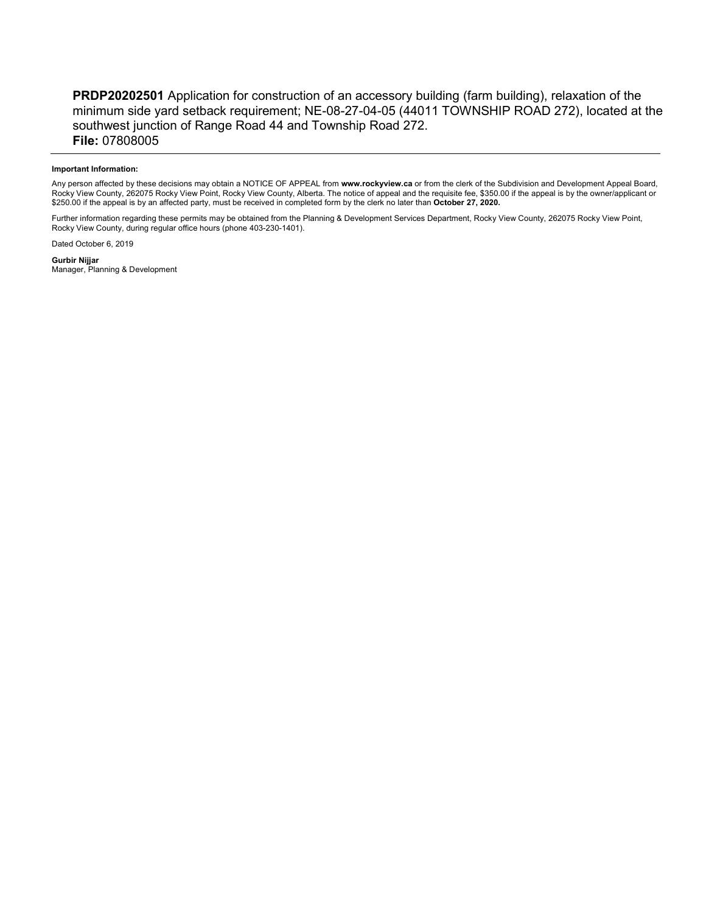**PRDP20202501** Application for construction of an accessory building (farm building), relaxation of the minimum side yard setback requirement; NE-08-27-04-05 (44011 TOWNSHIP ROAD 272), located at the southwest junction of Range Road 44 and Township Road 272.
**File:** 07808005

---

**Important Information:**

Any person affected by these decisions may obtain a NOTICE OF APPEAL from **www.rockyview.ca** or from the clerk of the Subdivision and Development Appeal Board, Rocky View County, 262075 Rocky View Point, Rocky View County, Alberta. The notice of appeal and the requisite fee, $350.00 if the appeal is by the owner/applicant or $250.00 if the appeal is by an affected party, must be received in completed form by the clerk no later than **October 27, 2020.**

Further information regarding these permits may be obtained from the Planning & Development Services Department, Rocky View County, 262075 Rocky View Point, Rocky View County, during regular office hours (phone 403-230-1401).

Dated October 6, 2019

**Gurbir Nijjar**
Manager, Planning & Development